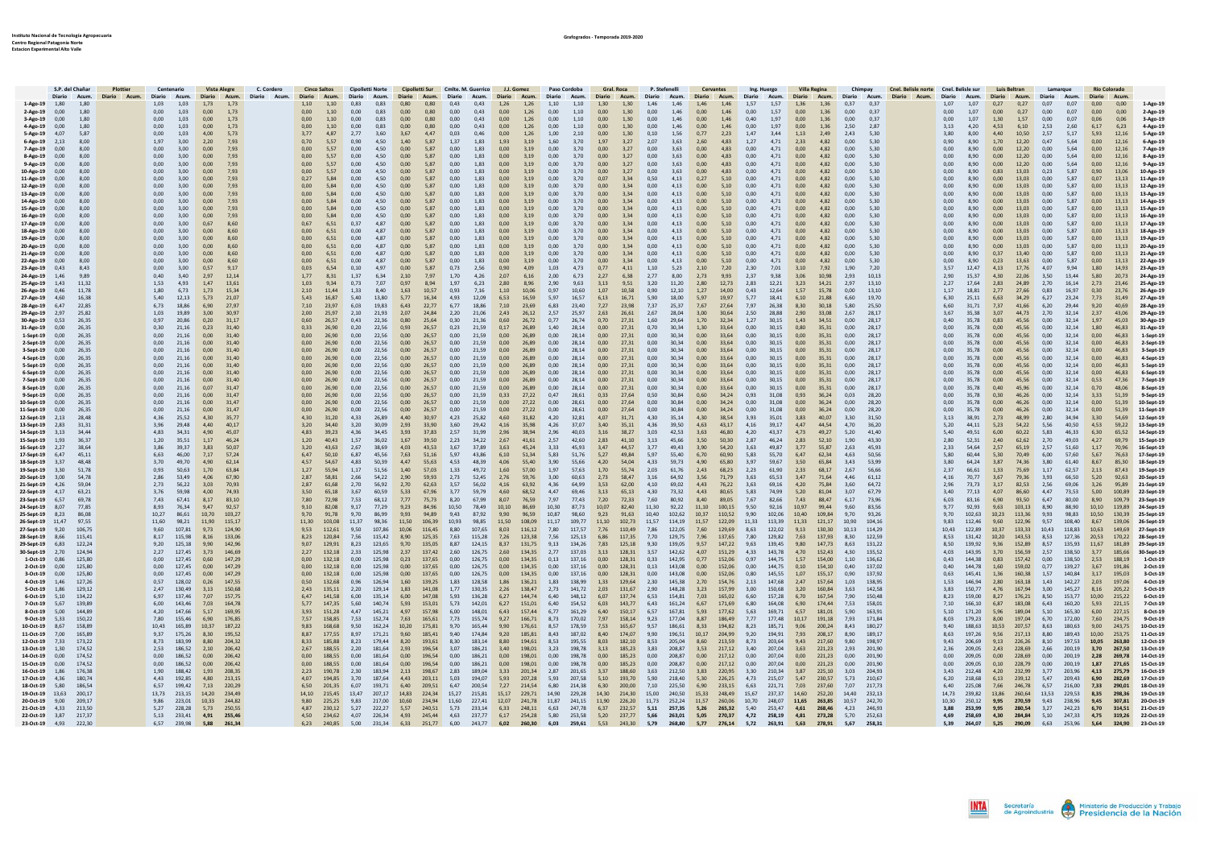Instituto Nacional de Tecnología Agropecuaria
Centro Regional Patagonia Norte
Estacion Experimental Alto Valle

# Grafogrados - Temporada 2019-2020

| | S.P. del Chañar | | Plottier | | Centenario | | Vista Alegre | | C. Cordero | | Cinco Saltos | | Cipolletti Norte | | Cipolletti Sur | | Cmlte. M. Guerrico | | J.J. Gomez | | Paso Cordoba | | Gral. Roca | | P. Stefenelli | | Cervantes | | Ing. Huergo | | Villa Regina | | Chimpay | | Cnel. Belisle norte | | Cnel. Belisle sur | | Luis Beltran | | Lamarque | | Rio Colorado | | |
|---|---|---|---|---|---|---|---|---|---|---|---|---|---|---|---|---|---|---|---|---|---|---|---|---|---|---|---|---|---|---|---|---|---|---|---|---|---|---|---|---|---|---|---|---|---|
| | Diario | Acum. | Diario | Acum. | Diario | Acum. | Diario | Acum. | Diario | Acum. | Diario | Acum. | Diario | Acum. | Diario | Acum. | Diario | Acum. | Diario | Acum. | Diario | Acum. | Diario | Acum. | Diario | Acum. | Diario | Acum. | Diario | Acum. | Diario | Acum. | Diario | Acum. | Diario | Acum. | Diario | Acum. | Diario | Acum. | Diario | Acum. | Diario | Acum. | |
| 1-Ago-19 | 1,80 | 1,80 | | | 1,03 | 1,03 | 1,73 | 1,73 | | | 1,10 | 1,10 | 0,83 | 0,83 | 0,80 | 0,80 | 0,43 | 0,43 | 1,26 | 1,26 | 1,10 | 1,10 | 1,30 | 1,30 | 1,46 | 1,46 | 1,46 | 1,46 | 1,57 | 1,57 | 1,36 | 1,36 | 0,37 | 0,37 | | | 1,07 | 1,07 | 0,27 | 0,27 | 0,07 | 0,07 | 0,00 | 0,00 | 1-Ago-19 |
| 2-Ago-19 | 0,00 | 1,80 | | | 0,00 | 1,03 | 0,00 | 1,73 | | | 0,00 | 1,10 | 0,00 | 0,83 | 0,00 | 0,80 | 0,00 | 0,43 | 0,00 | 1,26 | 0,00 | 1,10 | 0,00 | 1,30 | 0,00 | 1,46 | 0,00 | 1,46 | 0,00 | 1,57 | 0,00 | 1,36 | 0,00 | 0,37 | | | 0,00 | 1,07 | 0,00 | 0,27 | 0,00 | 0,07 | 0,00 | 0,00 | 2-Ago-19 |
| 3-Ago-19 | 0,00 | 1,80 | | | 0,00 | 1,03 | 0,00 | 1,73 | | | 0,00 | 1,10 | 0,00 | 0,83 | 0,00 | 0,80 | 0,00 | 0,43 | 0,00 | 1,26 | 0,00 | 1,10 | 0,00 | 1,30 | 0,00 | 1,46 | 0,00 | 1,46 | 0,40 | 1,97 | 0,00 | 1,36 | 0,00 | 0,37 | | | 0,00 | 1,07 | 1,30 | 1,57 | 0,00 | 0,07 | 0,06 | 0,06 | 3-Ago-19 |
| 4-Ago-19 | 0,00 | 1,80 | | | 0,00 | 1,03 | 0,00 | 1,73 | | | 0,00 | 1,10 | 0,00 | 0,83 | 0,00 | 0,80 | 0,00 | 0,43 | 0,00 | 1,26 | 0,00 | 1,10 | 0,00 | 1,30 | 0,00 | 1,46 | 0,00 | 1,46 | 0,00 | 1,97 | 0,00 | 1,36 | 2,50 | 2,87 | | | 3,13 | 4,20 | 4,53 | 6,10 | 2,53 | 2,60 | 6,17 | 6,23 | 4-Ago-19 |
| 5-Ago-19 | 4,07 | 5,87 | | | 0,00 | 1,03 | 4,00 | 5,73 | | | 3,77 | 4,87 | 2,77 | 3,60 | 3,67 | 4,47 | 0,03 | 0,46 | 0,00 | 1,26 | 1,00 | 2,10 | 0,00 | 1,30 | 0,10 | 1,56 | 0,77 | 2,23 | 1,47 | 3,44 | 1,13 | 2,49 | 2,43 | 5,30 | | | 3,80 | 8,00 | 4,40 | 10,50 | 2,57 | 5,17 | 5,93 | 12,16 | 5-Ago-19 |
| 6-Ago-19 | 2,13 | 8,00 | | | 1,97 | 3,00 | 2,20 | 7,93 | | | 0,70 | 5,57 | 0,90 | 4,50 | 1,40 | 5,87 | 1,37 | 1,83 | 1,93 | 3,19 | 1,60 | 3,70 | 1,97 | 3,27 | 2,07 | 3,63 | 2,60 | 4,83 | 1,27 | 4,71 | 2,33 | 4,82 | 0,00 | 5,30 | | | 0,90 | 8,90 | 1,70 | 12,20 | 0,47 | 5,64 | 0,00 | 12,16 | 6-Ago-19 |
| 7-Ago-19 | 0,00 | 8,00 | | | 0,00 | 3,00 | 0,00 | 7,93 | | | 0,00 | 5,57 | 0,00 | 4,50 | 0,00 | 5,87 | 0,00 | 1,83 | 0,00 | 3,19 | 0,00 | 3,70 | 0,00 | 3,27 | 0,00 | 3,63 | 0,00 | 4,83 | 0,00 | 4,71 | 0,00 | 4,82 | 0,00 | 5,30 | | | 0,00 | 8,90 | 0,00 | 12,20 | 0,00 | 5,64 | 0,00 | 12,16 | 7-Ago-19 |
| 8-Ago-19 | 0,00 | 8,00 | | | 0,00 | 3,00 | 0,00 | 7,93 | | | 0,00 | 5,57 | 0,00 | 4,50 | 0,00 | 5,87 | 0,00 | 1,83 | 0,00 | 3,19 | 0,00 | 3,70 | 0,00 | 3,27 | 0,00 | 3,63 | 0,00 | 4,83 | 0,00 | 4,71 | 0,00 | 4,82 | 0,00 | 5,30 | | | 0,00 | 8,90 | 0,00 | 12,20 | 0,00 | 5,64 | 0,00 | 12,16 | 8-Ago-19 |
| 9-Ago-19 | 0,00 | 8,00 | | | 0,00 | 3,00 | 0,00 | 7,93 | | | 0,00 | 5,57 | 0,00 | 4,50 | 0,00 | 5,87 | 0,00 | 1,83 | 0,00 | 3,19 | 0,00 | 3,70 | 0,00 | 3,27 | 0,00 | 3,63 | 0,00 | 4,83 | 0,00 | 4,71 | 0,00 | 4,82 | 0,00 | 5,30 | | | 0,00 | 8,90 | 0,00 | 12,20 | 0,00 | 5,64 | 0,00 | 12,16 | 9-Ago-19 |
| 10-Ago-19 | 0,00 | 8,00 | | | 0,00 | 3,00 | 0,00 | 7,93 | | | 0,00 | 5,57 | 0,00 | 4,50 | 0,00 | 5,87 | 0,00 | 1,83 | 0,00 | 3,19 | 0,00 | 3,70 | 0,00 | 3,27 | 0,00 | 3,63 | 0,00 | 4,83 | 0,00 | 4,71 | 0,00 | 4,82 | 0,00 | 5,30 | | | 0,00 | 8,90 | 0,83 | 13,03 | 0,23 | 5,87 | 0,90 | 13,06 | 10-Ago-19 |
| 11-Ago-19 | 0,00 | 8,00 | | | 0,00 | 3,00 | 0,00 | 7,93 | | | 0,27 | 5,84 | 0,00 | 4,50 | 0,00 | 5,87 | 0,00 | 1,83 | 0,00 | 3,19 | 0,00 | 3,70 | 0,07 | 3,34 | 0,50 | 4,13 | 0,27 | 5,10 | 0,00 | 4,71 | 0,00 | 4,82 | 0,00 | 5,30 | | | 0,00 | 8,90 | 0,00 | 13,03 | 0,00 | 5,87 | 0,07 | 13,13 | 11-Ago-19 |
| 12-Ago-19 | 0,00 | 8,00 | | | 0,00 | 3,00 | 0,00 | 7,93 | | | 0,00 | 5,84 | 0,00 | 4,50 | 0,00 | 5,87 | 0,00 | 1,83 | 0,00 | 3,19 | 0,00 | 3,70 | 0,00 | 3,34 | 0,00 | 4,13 | 0,00 | 5,10 | 0,00 | 4,71 | 0,00 | 4,82 | 0,00 | 5,30 | | | 0,00 | 8,90 | 0,00 | 13,03 | 0,00 | 5,87 | 0,00 | 13,13 | 12-Ago-19 |
| 13-Ago-19 | 0,00 | 8,00 | | | 0,00 | 3,00 | 0,00 | 7,93 | | | 0,00 | 5,84 | 0,00 | 4,50 | 0,00 | 5,87 | 0,00 | 1,83 | 0,00 | 3,19 | 0,00 | 3,70 | 0,00 | 3,34 | 0,00 | 4,13 | 0,00 | 5,10 | 0,00 | 4,71 | 0,00 | 4,82 | 0,00 | 5,30 | | | 0,00 | 8,90 | 0,00 | 13,03 | 0,00 | 5,87 | 0,00 | 13,13 | 13-Ago-19 |
| 14-Ago-19 | 0,00 | 8,00 | | | 0,00 | 3,00 | 0,00 | 7,93 | | | 0,00 | 5,84 | 0,00 | 4,50 | 0,00 | 5,87 | 0,00 | 1,83 | 0,00 | 3,19 | 0,00 | 3,70 | 0,00 | 3,34 | 0,00 | 4,13 | 0,00 | 5,10 | 0,00 | 4,71 | 0,00 | 4,82 | 0,00 | 5,30 | | | 0,00 | 8,90 | 0,00 | 13,03 | 0,00 | 5,87 | 0,00 | 13,13 | 14-Ago-19 |
| 15-Ago-19 | 0,00 | 8,00 | | | 0,00 | 3,00 | 0,00 | 7,93 | | | 0,00 | 5,84 | 0,00 | 4,50 | 0,00 | 5,87 | 0,00 | 1,83 | 0,00 | 3,19 | 0,00 | 3,70 | 0,00 | 3,34 | 0,00 | 4,13 | 0,00 | 5,10 | 0,00 | 4,71 | 0,00 | 4,82 | 0,00 | 5,30 | | | 0,00 | 8,90 | 0,00 | 13,03 | 0,00 | 5,87 | 0,00 | 13,13 | 15-Ago-19 |
| 16-Ago-19 | 0,00 | 8,00 | | | 0,00 | 3,00 | 0,00 | 7,93 | | | 0,00 | 5,84 | 0,00 | 4,50 | 0,00 | 5,87 | 0,00 | 1,83 | 0,00 | 3,19 | 0,00 | 3,70 | 0,00 | 3,34 | 0,00 | 4,13 | 0,00 | 5,10 | 0,00 | 4,71 | 0,00 | 4,82 | 0,00 | 5,30 | | | 0,00 | 8,90 | 0,00 | 13,03 | 0,00 | 5,87 | 0,00 | 13,13 | 16-Ago-19 |
| 17-Ago-19 | 0,00 | 8,00 | | | 0,00 | 3,00 | 0,67 | 8,60 | | | 0,67 | 6,51 | 0,37 | 4,87 | 0,00 | 5,87 | 0,00 | 1,83 | 0,00 | 3,19 | 0,00 | 3,70 | 0,00 | 3,34 | 0,00 | 4,13 | 0,00 | 5,10 | 0,00 | 4,71 | 0,00 | 4,82 | 0,00 | 5,30 | | | 0,00 | 8,90 | 0,00 | 13,03 | 0,00 | 5,87 | 0,00 | 13,13 | 17-Ago-19 |
| 18-Ago-19 | 0,00 | 8,00 | | | 0,00 | 3,00 | 0,00 | 8,60 | | | 0,00 | 6,51 | 0,00 | 4,87 | 0,00 | 5,87 | 0,00 | 1,83 | 0,00 | 3,19 | 0,00 | 3,70 | 0,00 | 3,34 | 0,00 | 4,13 | 0,00 | 5,10 | 0,00 | 4,71 | 0,00 | 4,82 | 0,00 | 5,30 | | | 0,00 | 8,90 | 0,00 | 13,03 | 0,00 | 5,87 | 0,00 | 13,13 | 18-Ago-19 |
| 19-Ago-19 | 0,00 | 8,00 | | | 0,00 | 3,00 | 0,00 | 8,60 | | | 0,00 | 6,51 | 0,00 | 4,87 | 0,00 | 5,87 | 0,00 | 1,83 | 0,00 | 3,19 | 0,00 | 3,70 | 0,00 | 3,34 | 0,00 | 4,13 | 0,00 | 5,10 | 0,00 | 4,71 | 0,00 | 4,82 | 0,00 | 5,30 | | | 0,00 | 8,90 | 0,00 | 13,03 | 0,00 | 5,87 | 0,00 | 13,13 | 19-Ago-19 |
| 20-Ago-19 | 0,00 | 8,00 | | | 0,00 | 3,00 | 0,00 | 8,60 | | | 0,00 | 6,51 | 0,00 | 4,87 | 0,00 | 5,87 | 0,00 | 1,83 | 0,00 | 3,19 | 0,00 | 3,70 | 0,00 | 3,34 | 0,00 | 4,13 | 0,00 | 5,10 | 0,00 | 4,71 | 0,00 | 4,82 | 0,00 | 5,30 | | | 0,00 | 8,90 | 0,00 | 13,03 | 0,00 | 5,87 | 0,00 | 13,13 | 20-Ago-19 |
| 21-Ago-19 | 0,00 | 8,00 | | | 0,00 | 3,00 | 0,00 | 8,60 | | | 0,00 | 6,51 | 0,00 | 4,87 | 0,00 | 5,87 | 0,00 | 1,83 | 0,00 | 3,19 | 0,00 | 3,70 | 0,00 | 3,34 | 0,00 | 4,13 | 0,00 | 5,10 | 0,00 | 4,71 | 0,00 | 4,82 | 0,00 | 5,30 | | | 0,00 | 8,90 | 0,37 | 13,40 | 0,00 | 5,87 | 0,00 | 13,13 | 21-Ago-19 |
| 22-Ago-19 | 0,00 | 8,00 | | | 0,00 | 3,00 | 0,00 | 8,60 | | | 0,00 | 6,51 | 0,00 | 4,87 | 0,00 | 5,87 | 0,00 | 1,83 | 0,00 | 3,19 | 0,00 | 3,70 | 0,00 | 3,34 | 0,00 | 4,13 | 0,00 | 5,10 | 0,00 | 4,71 | 0,00 | 4,82 | 0,00 | 5,30 | | | 0,00 | 8,90 | 0,23 | 13,63 | 0,00 | 5,87 | 0,00 | 13,13 | 22-Ago-19 |
| 23-Ago-19 | 0,43 | 8,43 | | | 0,00 | 3,00 | 0,57 | 9,17 | | | 0,03 | 6,54 | 0,10 | 4,97 | 0,00 | 5,87 | 0,73 | 2,56 | 0,90 | 4,09 | 1,03 | 4,73 | 0,77 | 4,11 | 1,10 | 5,23 | 2,10 | 7,20 | 2,30 | 7,01 | 3,10 | 7,92 | 1,90 | 7,20 | | | 3,57 | 12,47 | 4,13 | 17,76 | 4,07 | 9,94 | 1,80 | 14,93 | 23-Ago-19 |
| 24-Ago-19 | 1,46 | 9,89 | | | 0,40 | 3,40 | 2,97 | 12,14 | | | 1,77 | 8,31 | 1,37 | 6,34 | 2,10 | 7,97 | 1,70 | 4,26 | 2,07 | 6,16 | 2,00 | 6,73 | 2,27 | 6,38 | 2,77 | 8,00 | 2,73 | 9,93 | 2,37 | 9,38 | 3,06 | 10,98 | 2,93 | 10,13 | | | 2,90 | 15,37 | 4,30 | 22,06 | 3,50 | 13,44 | 5,80 | 20,73 | 24-Ago-19 |
| 25-Ago-19 | 1,43 | 11,32 | | | 1,53 | 4,93 | 1,47 | 13,61 | | | 1,03 | 9,34 | 0,73 | 7,07 | 0,97 | 8,94 | 1,97 | 6,23 | 2,80 | 8,96 | 2,90 | 9,63 | 3,13 | 9,51 | 3,20 | 11,20 | 2,80 | 12,73 | 2,83 | 12,21 | 3,23 | 14,21 | 2,97 | 13,10 | | | 2,27 | 17,64 | 2,83 | 24,89 | 2,70 | 16,14 | 2,73 | 23,46 | 25-Ago-19 |
| 26-Ago-19 | 0,46 | 11,78 | | | 1,80 | 6,73 | 1,73 | 15,34 | | | 2,10 | 11,44 | 1,33 | 8,40 | 1,63 | 10,57 | 0,93 | 7,16 | 1,10 | 10,06 | 0,97 | 10,60 | 1,07 | 10,58 | 0,70 | 11,90 | 1,27 | 14,00 | 0,43 | 12,64 | 1,57 | 15,78 | 0,00 | 13,10 | | | 1,17 | 18,81 | 2,77 | 27,66 | 0,83 | 16,97 | 0,30 | 23,76 | 26-Ago-19 |
| 27-Ago-19 | 4,60 | 16,38 | | | 5,40 | 12,13 | 5,73 | 21,07 | | | 5,43 | 16,87 | 5,40 | 13,80 | 5,77 | 16,34 | 4,93 | 12,09 | 6,53 | 16,59 | 5,97 | 16,57 | 6,13 | 16,71 | 5,90 | 18,00 | 5,97 | 19,97 | 5,77 | 18,41 | 6,10 | 21,88 | 6,60 | 19,70 | | | 6,30 | 25,11 | 6,63 | 34,29 | 6,27 | 23,24 | 7,73 | 31,49 | 27-Ago-19 |
| 28-Ago-19 | 6,47 | 22,85 | | | 6,73 | 18,86 | 6,90 | 27,97 | | | 7,10 | 23,97 | 6,03 | 19,83 | 6,43 | 22,77 | 6,77 | 18,86 | 7,10 | 23,69 | 6,83 | 23,40 | 7,27 | 23,98 | 7,37 | 25,37 | 7,67 | 27,64 | 7,97 | 26,38 | 8,30 | 30,18 | 5,80 | 25,50 | | | 6,60 | 31,71 | 7,37 | 41,66 | 6,20 | 29,44 | 9,20 | 40,69 | 28-Ago-19 |
| 29-Ago-19 | 2,97 | 25,82 | | | 1,03 | 19,89 | 3,00 | 30,97 | | | 2,00 | 25,97 | 2,10 | 21,93 | 2,07 | 24,84 | 2,20 | 21,06 | 2,43 | 26,12 | 2,57 | 25,97 | 2,63 | 26,61 | 2,67 | 28,04 | 3,00 | 30,64 | 2,50 | 28,88 | 2,90 | 33,08 | 2,67 | 28,17 | | | 3,67 | 35,38 | 3,07 | 44,73 | 2,70 | 32,14 | 2,37 | 43,06 | 29-Ago-19 |
| 30-Ago-19 | 0,53 | 26,35 | | | 0,97 | 20,86 | 0,20 | 31,17 | | | 0,60 | 26,57 | 0,43 | 22,36 | 0,80 | 25,64 | 0,30 | 21,36 | 0,60 | 26,72 | 0,77 | 26,74 | 0,70 | 27,31 | 1,60 | 29,64 | 1,70 | 32,34 | 1,27 | 30,15 | 1,43 | 34,51 | 0,00 | 28,17 | | | 0,40 | 35,78 | 0,83 | 45,56 | 0,00 | 32,14 | 1,97 | 45,03 | 30-Ago-19 |
| 31-Ago-19 | 0,00 | 26,35 | | | 0,30 | 21,16 | 0,23 | 31,40 | | | 0,33 | 26,90 | 0,20 | 22,56 | 0,93 | 26,57 | 0,23 | 21,59 | 0,17 | 26,89 | 1,40 | 28,14 | 0,00 | 27,31 | 0,70 | 30,34 | 1,30 | 33,64 | 0,00 | 30,15 | 0,80 | 35,31 | 0,00 | 28,17 | | | 0,00 | 35,78 | 0,00 | 45,56 | 0,00 | 32,14 | 1,80 | 46,83 | 31-Ago-19 |
| 1-Sept-19 | 0,00 | 26,35 | | | 0,00 | 21,16 | 0,00 | 31,40 | | | 0,00 | 26,90 | 0,00 | 22,56 | 0,00 | 26,57 | 0,00 | 21,59 | 0,00 | 26,89 | 0,00 | 28,14 | 0,00 | 27,31 | 0,00 | 30,34 | 0,00 | 33,64 | 0,00 | 30,15 | 0,00 | 35,31 | 0,00 | 28,17 | | | 0,00 | 35,78 | 0,00 | 45,56 | 0,00 | 32,14 | 0,00 | 46,83 | 1-Sept-19 |
| 2-Sept-19 | 0,00 | 26,35 | | | 0,00 | 21,16 | 0,00 | 31,40 | | | 0,00 | 26,90 | 0,00 | 22,56 | 0,00 | 26,57 | 0,00 | 21,59 | 0,00 | 26,89 | 0,00 | 28,14 | 0,00 | 27,31 | 0,00 | 30,34 | 0,00 | 33,64 | 0,00 | 30,15 | 0,00 | 35,31 | 0,00 | 28,17 | | | 0,00 | 35,78 | 0,00 | 45,56 | 0,00 | 32,14 | 0,00 | 46,83 | 2-Sept-19 |
| 3-Sept-19 | 0,00 | 26,35 | | | 0,00 | 21,16 | 0,00 | 31,40 | | | 0,00 | 26,90 | 0,00 | 22,56 | 0,00 | 26,57 | 0,00 | 21,59 | 0,00 | 26,89 | 0,00 | 28,14 | 0,00 | 27,31 | 0,00 | 30,34 | 0,00 | 33,64 | 0,00 | 30,15 | 0,00 | 35,31 | 0,00 | 28,17 | | | 0,00 | 35,78 | 0,00 | 45,56 | 0,00 | 32,14 | 0,00 | 46,83 | 3-Sept-19 |
| 4-Sept-19 | 0,00 | 26,35 | | | 0,00 | 21,16 | 0,00 | 31,40 | | | 0,00 | 26,90 | 0,00 | 22,56 | 0,00 | 26,57 | 0,00 | 21,59 | 0,00 | 26,89 | 0,00 | 28,14 | 0,00 | 27,31 | 0,00 | 30,34 | 0,00 | 33,64 | 0,00 | 30,15 | 0,00 | 35,31 | 0,00 | 28,17 | | | 0,00 | 35,78 | 0,00 | 45,56 | 0,00 | 32,14 | 0,00 | 46,83 | 4-Sept-19 |
| 5-Sept-19 | 0,00 | 26,35 | | | 0,00 | 21,16 | 0,00 | 31,40 | | | 0,00 | 26,90 | 0,00 | 22,56 | 0,00 | 26,57 | 0,00 | 21,59 | 0,00 | 26,89 | 0,00 | 28,14 | 0,00 | 27,31 | 0,00 | 30,34 | 0,00 | 33,64 | 0,00 | 30,15 | 0,00 | 35,31 | 0,00 | 28,17 | | | 0,00 | 35,78 | 0,00 | 45,56 | 0,00 | 32,14 | 0,00 | 46,83 | 5-Sept-19 |
| 6-Sept-19 | 0,00 | 26,35 | | | 0,00 | 21,16 | 0,00 | 31,40 | | | 0,00 | 26,90 | 0,00 | 22,56 | 0,00 | 26,57 | 0,00 | 21,59 | 0,00 | 26,89 | 0,00 | 28,14 | 0,00 | 27,31 | 0,00 | 30,34 | 0,00 | 33,64 | 0,00 | 30,15 | 0,00 | 35,31 | 0,00 | 28,17 | | | 0,00 | 35,78 | 0,00 | 45,56 | 0,00 | 32,14 | 0,00 | 46,83 | 6-Sept-19 |
| 7-Sept-19 | 0,00 | 26,35 | | | 0,00 | 21,16 | 0,00 | 31,40 | | | 0,00 | 26,90 | 0,00 | 22,56 | 0,00 | 26,57 | 0,00 | 21,59 | 0,00 | 26,89 | 0,00 | 28,14 | 0,00 | 27,31 | 0,00 | 30,34 | 0,00 | 33,64 | 0,00 | 30,15 | 0,00 | 35,31 | 0,00 | 28,17 | | | 0,00 | 35,78 | 0,00 | 45,56 | 0,00 | 32,14 | 0,53 | 47,36 | 7-Sept-19 |
| 8-Sept-19 | 0,00 | 26,35 | | | 0,00 | 21,16 | 0,07 | 31,47 | | | 0,00 | 26,90 | 0,00 | 22,56 | 0,00 | 26,57 | 0,00 | 21,59 | 0,00 | 26,89 | 0,00 | 28,14 | 0,00 | 27,31 | 0,00 | 30,34 | 0,00 | 33,64 | 0,00 | 30,15 | 0,00 | 35,31 | 0,00 | 28,17 | | | 0,00 | 35,78 | 0,40 | 45,96 | 0,00 | 32,14 | 0,70 | 48,06 | 8-Sept-19 |
| 9-Sept-19 | 0,00 | 26,35 | | | 0,00 | 21,16 | 0,00 | 31,47 | | | 0,00 | 26,90 | 0,00 | 22,56 | 0,00 | 26,57 | 0,00 | 21,59 | 0,33 | 27,22 | 0,47 | 28,61 | 0,33 | 27,64 | 0,50 | 30,84 | 0,60 | 34,24 | 0,93 | 31,08 | 0,93 | 36,24 | 0,03 | 28,20 | | | 0,00 | 35,78 | 0,30 | 46,26 | 0,00 | 32,14 | 3,33 | 51,39 | 9-Sept-19 |
| 10-Sept-19 | 0,00 | 26,35 | | | 0,00 | 21,16 | 0,00 | 31,47 | | | 0,00 | 26,90 | 0,00 | 22,56 | 0,00 | 26,57 | 0,00 | 21,59 | 0,00 | 27,22 | 0,00 | 28,61 | 0,00 | 27,64 | 0,00 | 30,84 | 0,00 | 34,24 | 0,00 | 31,08 | 0,00 | 36,24 | 0,00 | 28,20 | | | 0,00 | 35,78 | 0,00 | 46,26 | 0,00 | 32,14 | 0,00 | 51,39 | 10-Sept-19 |
| 11-Sept-19 | 0,00 | 26,35 | | | 0,00 | 21,16 | 0,00 | 31,47 | | | 0,00 | 26,90 | 0,00 | 22,56 | 0,00 | 26,57 | 0,00 | 21,59 | 0,00 | 27,22 | 0,00 | 28,61 | 0,00 | 27,64 | 0,00 | 30,84 | 0,00 | 34,24 | 0,00 | 31,08 | 0,00 | 36,24 | 0,00 | 28,20 | | | 0,00 | 35,78 | 0,00 | 46,26 | 0,00 | 32,14 | 0,00 | 51,39 | 11-Sept-19 |
| 12-Sept-19 | 2,13 | 28,48 | | | 4,36 | 25,52 | 4,30 | 35,77 | | | 4,30 | 31,20 | 4,33 | 26,89 | 4,40 | 30,97 | 4,23 | 25,82 | 4,60 | 31,82 | 4,20 | 32,81 | 4,07 | 31,71 | 4,30 | 35,14 | 4,30 | 38,54 | 3,93 | 35,01 | 3,83 | 40,07 | 3,30 | 31,50 | | | 3,13 | 38,91 | 2,73 | 48,99 | 2,80 | 34,94 | 3,30 | 54,69 | 12-Sept-19 |
| 13-Sept-19 | 2,83 | 31,31 | | | 3,96 | 29,48 | 4,40 | 40,17 | | | 3,20 | 34,40 | 3,20 | 30,09 | 2,93 | 33,90 | 3,60 | 29,42 | 4,16 | 35,98 | 4,26 | 37,07 | 3,40 | 35,11 | 4,36 | 39,50 | 4,63 | 43,17 | 4,16 | 39,17 | 4,47 | 44,54 | 4,70 | 36,20 | | | 5,20 | 44,11 | 5,23 | 54,22 | 5,56 | 40,50 | 4,53 | 59,22 | 13-Sept-19 |
| 14-Sept-19 | 3,13 | 34,44 | | | 4,83 | 34,31 | 4,90 | 45,07 | | | 4,83 | 39,23 | 4,36 | 34,45 | 3,93 | 37,83 | 2,57 | 31,99 | 2,96 | 38,94 | 2,96 | 40,03 | 3,16 | 38,27 | 3,03 | 42,53 | 3,63 | 46,80 | 4,20 | 43,37 | 4,73 | 49,27 | 5,20 | 41,40 | | | 5,40 | 49,51 | 6,00 | 60,22 | 5,83 | 46,33 | 6,30 | 65,52 | 14-Sept-19 |
| 15-Sept-19 | 1,93 | 36,37 | | | 1,20 | 35,51 | 1,17 | 46,24 | | | 1,20 | 40,43 | 1,57 | 36,02 | 1,67 | 39,50 | 2,23 | 34,22 | 2,67 | 41,61 | 2,57 | 42,60 | 2,83 | 41,10 | 3,13 | 45,66 | 3,50 | 50,30 | 2,87 | 46,24 | 2,83 | 52,10 | 1,90 | 43,30 | | | 2,80 | 52,31 | 2,40 | 62,62 | 2,70 | 49,03 | 4,27 | 69,79 | 15-Sept-19 |
| 16-Sept-19 | 2,27 | 38,64 | | | 3,86 | 39,37 | 3,83 | 50,07 | | | 3,20 | 43,63 | 2,67 | 38,69 | 4,03 | 43,53 | 3,67 | 37,89 | 3,63 | 45,24 | 3,33 | 45,93 | 3,47 | 44,57 | 3,77 | 49,43 | 3,90 | 54,20 | 3,63 | 49,87 | 3,77 | 55,87 | 2,63 | 45,93 | | | 2,33 | 54,64 | 2,57 | 65,19 | 2,57 | 51,60 | 1,17 | 70,96 | 16-Sept-19 |
| 17-Sept-19 | 6,47 | 45,11 | | | 6,63 | 46,00 | 7,17 | 57,24 | | | 6,47 | 50,10 | 6,87 | 45,56 | 7,63 | 51,16 | 5,97 | 43,86 | 6,10 | 51,34 | 5,83 | 51,76 | 5,27 | 49,84 | 5,97 | 55,40 | 6,70 | 60,90 | 5,83 | 55,70 | 6,47 | 62,34 | 4,63 | 50,56 | | | 5,80 | 60,44 | 5,30 | 70,49 | 6,00 | 57,60 | 5,67 | 76,63 | 17-Sept-19 |
| 18-Sept-19 | 3,37 | 48,48 | | | 3,70 | 49,70 | 4,90 | 62,14 | | | 4,57 | 54,67 | 4,83 | 50,39 | 4,47 | 55,63 | 4,53 | 48,39 | 4,06 | 55,40 | 3,90 | 55,66 | 4,20 | 54,04 | 4,33 | 59,73 | 4,90 | 65,80 | 3,97 | 59,67 | 3,50 | 65,84 | 3,43 | 53,99 | | | 3,80 | 64,24 | 3,87 | 74,36 | 3,80 | 61,40 | 8,67 | 85,30 | 18-Sept-19 |
| 19-Sept-19 | 3,30 | 51,78 | | | 0,93 | 50,63 | 1,70 | 63,84 | | | 1,27 | 55,94 | 1,17 | 51,56 | 1,40 | 57,03 | 1,33 | 49,72 | 1,60 | 57,00 | 1,97 | 57,63 | 1,70 | 55,74 | 2,03 | 61,76 | 2,43 | 68,23 | 2,23 | 61,90 | 2,33 | 68,17 | 2,67 | 56,66 | | | 2,37 | 66,61 | 1,33 | 75,69 | 1,17 | 62,57 | 2,13 | 87,43 | 19-Sept-19 |
| 20-Sept-19 | 3,00 | 54,78 | | | 2,86 | 53,49 | 4,06 | 67,90 | | | 2,87 | 58,81 | 2,66 | 54,22 | 2,90 | 59,93 | 2,73 | 52,45 | 2,76 | 59,76 | 3,00 | 60,63 | 2,73 | 58,47 | 3,16 | 64,92 | 3,56 | 71,79 | 3,63 | 65,53 | 3,47 | 71,64 | 4,46 | 61,12 | | | 4,16 | 70,77 | 3,97 | 79,66 | 3,93 | 66,50 | 5,20 | 92,63 | 20-Sept-19 |
| 21-Sept-19 | 4,26 | 59,04 | | | 2,73 | 56,22 | 3,03 | 70,93 | | | 2,87 | 61,68 | 2,70 | 56,92 | 2,70 | 62,63 | 3,57 | 56,02 | 4,16 | 63,92 | 4,36 | 64,99 | 3,53 | 62,00 | 4,10 | 69,02 | 4,43 | 76,22 | 3,63 | 69,16 | 4,20 | 75,84 | 3,60 | 64,72 | | | 2,96 | 73,73 | 2,87 | 82,53 | 2,56 | 69,06 | 5,26 | 97,89 | 21-Sept-19 |
| 22-Sept-19 | 4,17 | 63,21 | | | 3,76 | 59,98 | 4,00 | 74,93 | | | 3,50 | 65,18 | 3,67 | 60,59 | 5,33 | 67,96 | 3,77 | 59,79 | 4,60 | 68,52 | 4,47 | 69,46 | 3,13 | 65,13 | 4,30 | 73,32 | 4,43 | 80,65 | 5,83 | 74,99 | 5,20 | 81,04 | 3,07 | 67,79 | | | 3,40 | 77,13 | 4,07 | 86,60 | 4,47 | 73,53 | 5,00 | 102,89 | 22-Sept-19 |
| 23-Sept-19 | 6,57 | 69,78 | | | 7,43 | 67,41 | 8,17 | 83,10 | | | 7,80 | 72,98 | 7,53 | 68,12 | 7,77 | 75,73 | 8,20 | 67,99 | 8,07 | 76,59 | 7,97 | 77,43 | 7,20 | 72,33 | 7,60 | 80,92 | 8,40 | 89,05 | 7,67 | 82,66 | 7,43 | 88,47 | 6,17 | 73,96 | | | 6,03 | 83,16 | 6,90 | 93,50 | 6,47 | 80,00 | 6,90 | 109,79 | 23-Sept-19 |
| 24-Sept-19 | 8,07 | 77,85 | | | 8,93 | 76,34 | 9,47 | 92,57 | | | 9,10 | 82,08 | 9,17 | 77,29 | 9,23 | 84,96 | 10,50 | 78,49 | 10,10 | 86,69 | 10,30 | 87,73 | 10,07 | 82,40 | 11,30 | 92,22 | 11,10 | 100,15 | 9,50 | 92,16 | 10,97 | 99,44 | 9,60 | 83,56 | | | 9,77 | 92,93 | 9,63 | 103,13 | 8,90 | 88,90 | 10,10 | 119,89 | 24-Sept-19 |
| 25-Sept-19 | 8,23 | 86,08 | | | 10,27 | 86,61 | 10,70 | 103,27 | | | 9,70 | 91,78 | 9,70 | 86,99 | 9,93 | 94,89 | 9,43 | 87,92 | 9,90 | 96,59 | 10,87 | 98,60 | 9,23 | 91,63 | 10,40 | 102,62 | 10,37 | 110,52 | 9,90 | 102,06 | 10,40 | 109,84 | 9,70 | 93,26 | | | 9,70 | 102,63 | 10,23 | 113,36 | 9,93 | 98,83 | 10,50 | 130,39 | 25-Sept-19 |
| 26-Sept-19 | 11,47 | 97,55 | | | 11,60 | 98,21 | 11,90 | 115,17 | | | 11,30 | 103,08 | 11,37 | 98,36 | 11,50 | 106,39 | 10,93 | 98,85 | 11,50 | 108,09 | 11,17 | 109,77 | 11,10 | 102,73 | 11,57 | 114,19 | 11,57 | 122,09 | 11,33 | 113,39 | 11,33 | 121,17 | 10,90 | 104,16 | | | 9,83 | 112,46 | 9,60 | 122,96 | 9,57 | 108,40 | 8,67 | 139,06 | 26-Sept-19 |
| 27-Sept-19 | 9,20 | 106,75 | | | 9,60 | 107,81 | 9,73 | 124,90 | | | 9,53 | 112,61 | 9,50 | 107,86 | 10,06 | 116,45 | 8,80 | 107,65 | 8,03 | 116,12 | 7,80 | 117,57 | 7,76 | 110,49 | 7,86 | 122,05 | 7,60 | 129,69 | 8,63 | 122,02 | 9,13 | 130,30 | 10,13 | 114,29 | | | 10,43 | 122,89 | 10,37 | 133,33 | 10,43 | 118,83 | 10,63 | 149,69 | 27-Sept-19 |
| 28-Sept-19 | 8,66 | 115,41 | | | 8,17 | 115,98 | 8,16 | 133,06 | | | 8,23 | 120,84 | 7,56 | 115,42 | 8,90 | 125,35 | 7,63 | 115,28 | 7,26 | 123,38 | 7,56 | 125,13 | 6,86 | 117,35 | 7,70 | 129,75 | 7,96 | 137,65 | 7,80 | 129,82 | 7,63 | 137,93 | 8,30 | 122,59 | | | 8,53 | 131,42 | 10,20 | 143,53 | 8,53 | 127,36 | 20,53 | 170,22 | 28-Sept-19 |
| 29-Sept-19 | 6,83 | 122,24 | | | 9,20 | 125,18 | 9,90 | 142,96 | | | 9,07 | 129,91 | 8,23 | 123,65 | 9,70 | 135,05 | 8,87 | 124,15 | 8,37 | 131,75 | 9,13 | 134,26 | 7,83 | 125,18 | 9,30 | 139,05 | 9,57 | 147,22 | 9,63 | 139,45 | 9,80 | 147,73 | 8,63 | 131,22 | | | 8,50 | 139,92 | 9,36 | 152,89 | 8,57 | 135,93 | 11,67 | 181,89 | 29-Sept-19 |
| 30-Sept-19 | 2,70 | 124,94 | | | 2,27 | 127,45 | 3,73 | 146,69 | | | 2,27 | 132,18 | 2,33 | 125,98 | 2,37 | 137,42 | 2,60 | 126,75 | 2,60 | 134,35 | 2,77 | 137,03 | 3,13 | 128,31 | 3,57 | 142,62 | 4,07 | 151,29 | 4,33 | 143,78 | 4,70 | 152,43 | 4,30 | 135,52 | | | 4,03 | 143,95 | 3,73 | 156,62 | 2,57 | 138,50 | 3,77 | 185,66 | 30-Sept-19 |
| 1-Oct-19 | 0,86 | 125,80 | | | 0,00 | 127,45 | 0,60 | 147,29 | | | 0,00 | 132,18 | 0,00 | 125,98 | 0,23 | 137,65 | 0,00 | 126,75 | 0,00 | 134,35 | 0,13 | 137,16 | 0,00 | 128,31 | 0,33 | 142,95 | 0,77 | 152,06 | 0,97 | 144,75 | 1,57 | 154,00 | 1,10 | 136,62 | | | 0,43 | 144,38 | 0,83 | 157,42 | 0,00 | 138,50 | 2,53 | 188,19 | 1-Oct-19 |
| 2-Oct-19 | 0,00 | 125,80 | | | 0,00 | 127,45 | 0,00 | 147,29 | | | 0,00 | 132,18 | 0,00 | 125,98 | 0,00 | 137,65 | 0,00 | 126,75 | 0,00 | 134,35 | 0,00 | 137,16 | 0,00 | 128,31 | 0,13 | 143,08 | 0,00 | 152,06 | 0,00 | 144,75 | 0,10 | 154,10 | 0,40 | 137,02 | | | 0,40 | 144,78 | 0,60 | 158,02 | 0,77 | 139,27 | 3,67 | 191,86 | 2-Oct-19 |
| 3-Oct-19 | 0,00 | 125,80 | | | 0,00 | 127,45 | 0,00 | 147,29 | | | 0,00 | 132,18 | 0,00 | 125,98 | 0,00 | 137,65 | 0,00 | 126,75 | 0,00 | 134,35 | 0,00 | 137,16 | 0,00 | 128,31 | 0,00 | 143,08 | 0,00 | 152,06 | 0,80 | 145,55 | 1,07 | 155,17 | 0,90 | 137,92 | | | 0,63 | 145,41 | 2,36 | 160,38 | 1,57 | 140,84 | 3,17 | 195,03 | 3-Oct-19 |
| 4-Oct-19 | 1,46 | 127,26 | | | 0,57 | 128,02 | 0,26 | 147,55 | | | 0,50 | 132,68 | 0,96 | 126,94 | 1,60 | 139,25 | 1,83 | 128,58 | 1,86 | 136,21 | 1,83 | 138,99 | 1,33 | 129,64 | 2,30 | 145,38 | 2,70 | 154,76 | 2,13 | 147,68 | 2,47 | 157,64 | 1,03 | 138,95 | | | 1,53 | 146,94 | 2,80 | 163,18 | 1,43 | 142,27 | 2,03 | 197,06 | 4-Oct-19 |
| 5-Oct-19 | 1,86 | 129,12 | | | 2,47 | 130,49 | 3,13 | 150,68 | | | 2,43 | 135,11 | 2,20 | 129,14 | 1,83 | 141,08 | 1,77 | 130,35 | 2,26 | 138,47 | 2,73 | 141,72 | 2,03 | 131,67 | 2,90 | 148,28 | 3,23 | 157,99 | 3,00 | 150,68 | 3,20 | 160,84 | 3,67 | 142,62 | | | 3,83 | 150,77 | 4,76 | 167,94 | 3,00 | 145,27 | 8,16 | 205,22 | 5-Oct-19 |
| 6-Oct-19 | 5,10 | 134,22 | | | 6,97 | 137,46 | 7,07 | 157,75 | | | 6,47 | 141,58 | 6,00 | 135,14 | 6,00 | 147,08 | 5,73 | 136,08 | 6,60 | 145,07 | 6,97 | 148,69 | 6,07 | 137,74 | 6,53 | 154,81 | 7,03 | 165,02 | 7,20 | 157,88 | 6,70 | 167,54 | 6,90 | 149,52 | | | 8,23 | 159,00 | 8,27 | 176,21 | 4,50 | 149,77 | 0,10 | 205,32 | 6-Oct-19 |
| 7-Oct-19 | 5,67 | 139,89 | | | 6,00 | 143,46 | 7,03 | 164,78 | | | 5,77 | 147,35 | 5,60 | 140,74 | 5,93 | 153,01 | 5,93 | 142,01 | 5,94 | 151,01 | 5,83 | 154,52 | 6,03 | 143,77 | 6,43 | 161,24 | 6,67 | 171,69 | 6,20 | 164,08 | 6,90 | 174,44 | 4,90 | 154,42 | | | 7,10 | 166,10 | 6,87 | 183,08 | 6,43 | 156,20 | 5,93 | 211,25 | 7-Oct-19 |
| 8-Oct-19 | 5,00 | 144,89 | | | 4,20 | 147,66 | 5,17 | 169,95 | | | 3,93 | 151,28 | 4,47 | 145,21 | 4,97 | 157,98 | 6,00 | 148,01 | 6,27 | 157,28 | 6,77 | 161,29 | 6,40 | 150,17 | 6,57 | 167,81 | 5,93 | 177,62 | 5,63 | 169,71 | 6,57 | 181,01 | 6,60 | 161,02 | | | 5,10 | 171,20 | 5,96 | 189,04 | 5,10 | 161,30 | 6,00 | 217,25 | 8-Oct-19 |
| 9-Oct-19 | 5,33 | 150,22 | | | 7,80 | 155,46 | 6,90 | 176,85 | | | 7,57 | 158,85 | 7,03 | 152,24 | 7,63 | 165,61 | 7,73 | 155,74 | 7,45 | 164,73 | 8,73 | 170,02 | 7,63 | 157,80 | 8,27 | 176,08 | 9,40 | 187,02 | 7,10 | 176,81 | 10,17 | 191,18 | 6,17 | 167,19 | | | 8,03 | 179,23 | 8,00 | 197,04 | 6,40 | 167,70 | 17,50 | 234,75 | 9-Oct-19 |
| 10-Oct-19 | 8,67 | 158,89 | | | 10,43 | 165,89 | 10,37 | 187,22 | | | 9,83 | 168,68 | 10,00 | 162,24 | 10,20 | 175,81 | 9,70 | 165,44 | 9,96 | 174,69 | 8,57 | 178,59 | 7,87 | 165,67 | 10,53 | 186,61 | 7,80 | 194,82 | 8,23 | 185,04 | 9,06 | 200,24 | 8,43 | 175,62 | | | 9,40 | 188,63 | 10,53 | 207,57 | 9,53 | 177,23 | 9,00 | 243,75 | 10-Oct-19 |
| 11-Oct-19 | 7,00 | 165,89 | | | 9,37 | 175,26 | 8,30 | 195,52 | | | 8,87 | 177,55 | 8,97 | 171,21 | 9,60 | 185,41 | 9,40 | 174,84 | 9,30 | 183,99 | 8,33 | 186,92 | 8,40 | 174,07 | 10,30 | 196,91 | 10,17 | 204,99 | 9,40 | 194,44 | 7,93 | 208,17 | 11,53 | 187,15 | | | 8,63 | 197,26 | 9,56 | 217,13 | 8,80 | 186,03 | 10,00 | 253,75 | 11-Oct-19 |
| 12-Oct-19 | 7,33 | 173,22 | | | 8,73 | 183,99 | 8,80 | 204,32 | | | 8,33 | 185,88 | 8,23 | 179,44 | 8,20 | 193,61 | 8,30 | 183,14 | 10,62 | 194,61 | 8,71 | 195,63 | 8,33 | 182,40 | 8,13 | 205,04 | 9,80 | 214,79 | 8,20 | 202,64 | 8,33 | 216,50 | 11,82 | 198,97 | | | 9,43 | 206,69 | 9,13 | 226,26 | 9,64 | 195,67 | 10,55 | 264,30 | 12-Oct-19 |
| 13-Oct-19 | 1,30 | 174,52 | | | 2,53 | 186,52 | 2,10 | 206,42 | | | 2,67 | 188,55 | 2,20 | 181,64 | 1,93 | 195,54 | 3,07 | 186,21 | 3,40 | 198,01 | 3,13 | 198,76 | 3,23 | 185,63 | 3,33 | 208,37 | 2,33 | 217,12 | 3,57 | 206,21 | 3,40 | 219,90 | 2,93 | 201,90 | | | 2,36 | 209,05 | 2,43 | 228,69 | 2,66 | 198,33 | 3,70 | 268,00 | 13-Oct-19 |
| 14-Oct-19 | 0,00 | 174,52 | | | 0,00 | 186,52 | 0,00 | 206,42 | | | 0,00 | 188,55 | 0,00 | 181,64 | 0,00 | 195,54 | 0,00 | 186,21 | 0,00 | 198,01 | 0,00 | 198,76 | 0,00 | 185,63 | 0,00 | 208,37 | 0,00 | 217,12 | 0,00 | 206,21 | 0,00 | 219,90 | 0,00 | 201,90 | | | 0,00 | 209,05 | 0,00 | 228,69 | 0,00 | 198,33 | 2,28 | 270,28 | 14-Oct-19 |
| 15-Oct-19 | 0,00 | 174,52 | | | 0,00 | 186,52 | 0,00 | 206,42 | | | 0,00 | 188,55 | 0,00 | 181,64 | 0,00 | 195,54 | 0,00 | 186,21 | 0,00 | 198,01 | 0,00 | 198,76 | 0,00 | 185,63 | 0,00 | 208,37 | 0,00 | 217,12 | 0,00 | 206,21 | 0,00 | 219,90 | 0,00 | 201,90 | | | 0,00 | 209,05 | 0,00 | 228,69 | 0,00 | 198,33 | 1,37 | 271,65 | 15-Oct-19 |
| 16-Oct-19 | 1,86 | 176,38 | | | 1,90 | 188,42 | 1,93 | 208,35 | | | 2,23 | 190,78 | 2,30 | 183,94 | 2,13 | 197,67 | 2,83 | 189,04 | 3,33 | 201,34 | 2,87 | 201,63 | 2,77 | 188,40 | 3,83 | 212,20 | 3,83 | 220,95 | 3,46 | 209,67 | 3,87 | 223,77 | 3,40 | 205,30 | | | 3,43 | 212,48 | 4,40 | 233,09 | 3,77 | 202,10 | 4,13 | 275,78 | 16-Oct-19 |
| 17-Oct-19 | 4,36 | 180,74 | | | 4,43 | 192,85 | 4,80 | 213,15 | | | 4,07 | 194,85 | 3,70 | 187,64 | 4,07 | 201,74 | 5,03 | 194,07 | 5,93 | 207,27 | 5,90 | 207,53 | 5,10 | 193,50 | 6,00 | 218,20 | 5,47 | 226,42 | 5,53 | 215,20 | 5,47 | 229,24 | 5,37 | 210,67 | | | 6,20 | 218,68 | 6,13 | 239,22 | 6,57 | 208,67 | 6,90 | 282,68 | 17-Oct-19 |
| 18-Oct-19 | 5,80 | 186,54 | | | 6,57 | 199,42 | 7,14 | 220,29 | | | 6,50 | 201,35 | 6,07 | 193,71 | 7,87 | 209,61 | 7,27 | 201,34 | 7,27 | 214,54 | 6,85 | 214,38 | 6,80 | 200,30 | 7,30 | 225,50 | 6,74 | 233,16 | 6,51 | 221,71 | 8,36 | 237,60 | 7,06 | 217,73 | | | 6,40 | 225,08 | 7,56 | 246,78 | 7,33 | 216,00 | 7,33 | 290,01 | 18-Oct-19 |
| 19-Oct-19 | 13,63 | 200,17 | | | 13,73 | 213,15 | 14,20 | 234,49 | | | 14,10 | 215,45 | 13,47 | 207,18 | 14,83 | 224,44 | 14,47 | 215,81 | 15,17 | 229,71 | 14,90 | 229,28 | 14,30 | 214,60 | 15,00 | 240,50 | 15,33 | 248,49 | 15,67 | 237,38 | 14,60 | 252,20 | 14,40 | 232,13 | | | 14,73 | 239,81 | 13,86 | 260,64 | 13,53 | 229,53 | 8,35 | 298,36 | 19-Oct-19 |
| 20-Oct-19 | 9,00 | 209,17 | | | 9,86 | 223,01 | 10,33 | 244,82 | | | 9,80 | 225,25 | 9,87 | 217,05 | 10,50 | 234,94 | 11,60 | 227,41 | 12,07 | 241,78 | 11,87 | 241,15 | 12,80 | 227,40 | 11,73 | 252,23 | 11,57 | 260,06 | 10,70 | 248,08 | 11,65 | 263,85 | 10,57 | 242,70 | | | 10,30 | 250,11 | 9,95 | 270,59 | 9,43 | 238,96 | 9,45 | 307,81 | 20-Oct-19 |
| 21-Oct-19 | 4,33 | 213,50 | | | 5,27 | 228,28 | 5,73 | 250,55 | | | 4,87 | 230,12 | 5,22 | 222,27 | 5,57 | 240,51 | 6,33 | 233,74 | 6,33 | 248,11 | 6,63 | 247,78 | 4,77 | 232,17 | 5,12 | 257,35 | 5,26 | 265,32 | 5,39 | 253,47 | 4,61 | 268,46 | 4,23 | 246,93 | | | 3,88 | 253,99 | 9,95 | 280,54 | 3,27 | 242,23 | 9,33 | 317,14 | 21-Oct-19 |
| 22-Oct-19 | 3,87 | 217,37 | | | 5,13 | 233,41 | 4,91 | 255,46 | | | 4,50 | 234,62 | 4,07 | 226,34 | 4,93 | 245,44 | 4,03 | 237,77 | 6,17 | 254,28 | 5,80 | 253,58 | 5,20 | 237,37 | 5,66 | 263,01 | 5,05 | 270,37 | 4,72 | 258,19 | 4,82 | 273,28 | 5,70 | 252,63 | | | 4,69 | 258,68 | 4,30 | 284,84 | 5,10 | 247,33 | 2,12 | 319,26 | 22-Oct-19 |
| 23-Oct-19 | 4,93 | 222,30 | | | 6,57 | 239,98 | 5,88 | 261,34 | | | 6,23 | 240,85 | 5,00 | 231,34 | 6,33 | 251,77 | 6,00 | 243,77 | 6,02 | 260,30 | 6,03 | 259,61 | 5,53 | 242,90 | 5,79 | 268,80 | 5,77 | 276,14 | 5,72 | 263,91 | 5,28 | 278,56 | 5,68 | 258,31 | | | 5,39 | 264,07 | 5,25 | 290,09 | 6,63 | 253,96 | 5,64 | 324,90 | 23-Oct-19 |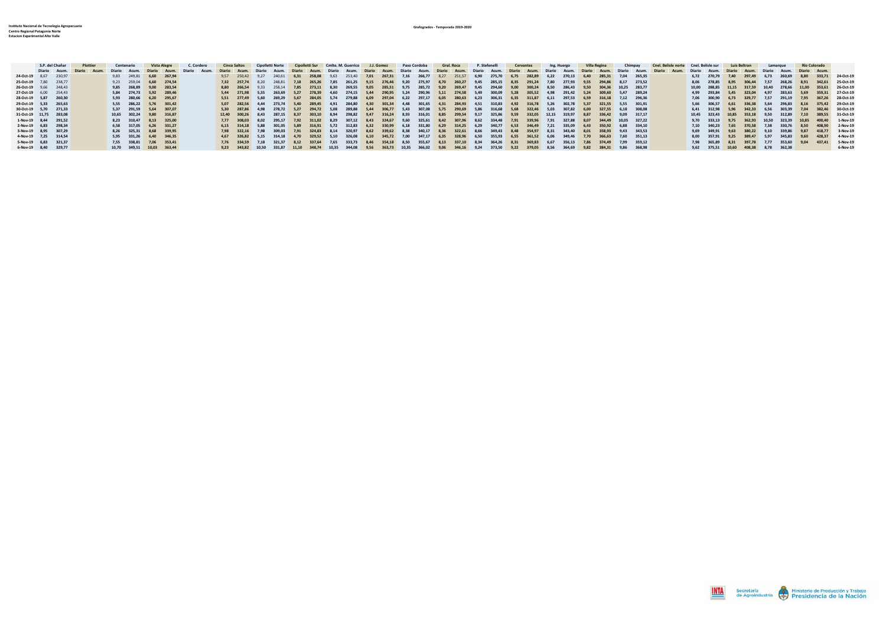Instituto Nacional de Tecnología Agropecuaria
Centro Regional Patagonia Norte
Estacion Experimental Alto Valle

**Grafogrados - Temporada 2019-2020**

| | S.P. del Chañar | | Plottier | | Centenario | | Vista Alegre | | C. Cordero | | Cinco Saltos | | Cipolletti Norte | | Cipolletti Sur | | Cmlte. M. Guerrico | | J.J. Gomez | | Paso Cordoba | | Gral. Roca | | P. Stefenelli | | Cervantes | | Ing. Huergo | | Villa Regina | | Chimpay | | Cnel. Belisle norte | | Cnel. Belisle sur | | Luis Beltran | | Lamarque | | Rio Colorado | | |
|---|---|---|---|---|---|---|---|---|---|---|---|---|---|---|---|---|---|---|---|---|---|---|---|---|---|---|---|---|---|---|---|---|---|---|---|---|---|---|---|---|---|---|---|---|---|---|---|
| | Diario | Acum. | Diario | Acum. | Diario | Acum. | Diario | Acum. | Diario | Acum. | Diario | Acum. | Diario | Acum. | Diario | Acum. | Diario | Acum. | Diario | Acum. | Diario | Acum. | Diario | Acum. | Diario | Acum. | Diario | Acum. | Diario | Acum. | Diario | Acum. | Diario | Acum. | Diario | Acum. | Diario | Acum. | Diario | Acum. | Diario | Acum. | Diario | Acum. | Diario | Acum. | |
| 24-Oct-19 | 8,67 | 230,97 | | | 9,83 | 249,81 | 6,60 | 267,94 | | | 9,57 | 250,42 | 9,27 | 240,61 | 6,31 | 258,08 | 9,63 | 253,40 | 7,01 | 267,31 | 7,16 | 266,77 | 8,27 | 251,57 | 6,90 | 275,70 | 6,75 | 282,89 | 6,22 | 270,13 | 6,40 | 285,31 | 7,04 | 265,35 | | | 6,72 | 270,79 | 7,40 | 297,49 | 6,73 | 260,69 | 8,80 | 333,71 | 24-Oct-19 |
| 25-Oct-19 | 7,80 | 238,77 | | | 9,23 | 259,04 | 6,60 | 274,54 | | | 7,32 | 257,74 | 8,20 | 248,81 | 7,18 | 265,26 | 7,85 | 261,25 | 9,15 | 276,46 | 9,20 | 275,97 | 8,70 | 260,27 | 9,45 | 285,15 | 8,35 | 291,24 | 7,80 | 277,93 | 9,55 | 294,86 | 8,17 | 273,52 | | | 8,06 | 278,85 | 8,95 | 306,44 | 7,57 | 268,26 | 8,91 | 342,61 | 25-Oct-19 |
| 26-Oct-19 | 9,66 | 248,43 | | | 9,85 | 268,89 | 9,00 | 283,54 | | | 8,80 | 266,54 | 9,33 | 258,14 | 7,85 | 273,11 | 8,30 | 269,55 | 9,05 | 285,51 | 9,75 | 285,72 | 9,20 | 269,47 | 9,45 | 294,60 | 9,00 | 300,24 | 8,50 | 286,43 | 9,50 | 304,36 | 10,25 | 283,77 | | | 10,00 | 288,85 | 11,15 | 317,59 | 10,40 | 278,66 | 11,00 | 353,61 | 26-Oct-19 |
| 27-Oct-19 | 6,00 | 254,43 | | | 5,84 | 274,73 | 5,92 | 289,46 | | | 5,44 | 271,98 | 5,55 | 263,69 | 5,27 | 278,39 | 4,60 | 274,15 | 5,44 | 290,95 | 5,24 | 290,96 | 5,11 | 274,58 | 5,49 | 300,09 | 5,28 | 305,52 | 4,98 | 291,42 | 5,24 | 309,60 | 5,47 | 289,24 | | | 4,99 | 293,84 | 5,45 | 323,04 | 4,97 | 283,63 | 5,69 | 359,31 | 27-Oct-19 |
| 28-Oct-19 | 5,87 | 260,30 | | | 5,93 | 280,66 | 6,20 | 295,67 | | | 5,51 | 277,49 | 5,60 | 269,29 | 5,67 | 284,05 | 5,74 | 279,88 | 6,09 | 297,04 | 6,22 | 297,17 | 6,05 | 280,63 | 6,23 | 306,31 | 6,35 | 311,87 | 6,11 | 297,53 | 6,59 | 316,18 | 7,12 | 296,36 | | | 7,06 | 300,90 | 6,73 | 329,77 | 7,57 | 291,19 | 7,95 | 367,26 | 28-Oct-19 |
| 29-Oct-19 | 5,33 | 265,63 | | | 5,55 | 286,22 | 5,76 | 301,42 | | | 5,07 | 282,56 | 4,44 | 273,74 | 5,40 | 289,45 | 4,91 | 284,80 | 4,30 | 301,34 | 4,48 | 301,65 | 4,31 | 284,93 | 4,51 | 310,83 | 4,92 | 316,78 | 5,26 | 302,78 | 5,37 | 321,55 | 5,55 | 301,91 | | | 5,66 | 306,57 | 6,61 | 336,38 | 5,64 | 296,83 | 8,16 | 375,42 | 29-Oct-19 |
| 30-Oct-19 | 5,70 | 271,33 | | | 5,37 | 291,59 | 5,64 | 307,07 | | | 5,30 | 287,86 | 4,98 | 278,72 | 5,27 | 294,72 | 5,08 | 289,88 | 5,44 | 306,77 | 5,43 | 307,08 | 5,75 | 290,69 | 5,86 | 316,68 | 5,68 | 322,46 | 5,03 | 307,82 | 6,00 | 327,55 | 6,18 | 308,08 | | | 6,41 | 312,98 | 5,96 | 342,33 | 6,56 | 303,39 | 7,04 | 382,46 | 30-Oct-19 |
| 31-Oct-19 | 11,75 | 283,08 | | | 10,65 | 302,24 | 9,80 | 316,87 | | | 12,40 | 300,26 | 8,43 | 287,15 | 8,37 | 303,10 | 8,94 | 298,82 | 9,47 | 316,24 | 8,93 | 316,01 | 8,85 | 299,54 | 9,17 | 325,86 | 9,59 | 332,05 | 12,15 | 319,97 | 8,87 | 336,42 | 9,09 | 317,17 | | | 10,45 | 323,43 | 10,85 | 353,18 | 9,50 | 312,89 | 7,10 | 389,55 | 31-Oct-19 |
| 1-Nov-19 | 8,44 | 291,52 | | | 8,23 | 310,47 | 8,13 | 325,00 | | | 7,77 | 308,03 | 8,02 | 295,17 | 7,92 | 311,02 | 8,29 | 307,12 | 8,43 | 324,67 | 9,60 | 325,61 | 8,42 | 307,96 | 8,62 | 334,48 | 7,91 | 339,96 | 7,91 | 327,88 | 8,07 | 344,49 | 10,05 | 327,22 | | | 9,70 | 333,13 | 9,75 | 362,93 | 10,50 | 323,39 | 10,85 | 400,40 | 1-Nov-19 |
| 2-Nov-19 | 6,83 | 298,34 | | | 6,58 | 317,05 | 6,26 | 331,27 | | | 6,15 | 314,18 | 5,88 | 301,05 | 5,89 | 316,91 | 5,72 | 312,83 | 6,32 | 330,99 | 6,18 | 331,80 | 6,29 | 314,25 | 6,29 | 340,77 | 6,53 | 346,49 | 7,21 | 335,09 | 6,43 | 350,92 | 6,88 | 334,10 | | | 7,10 | 340,23 | 7,65 | 370,58 | 7,38 | 330,76 | 8,50 | 408,90 | 2-Nov-19 |
| 3-Nov-19 | 8,95 | 307,29 | | | 8,26 | 325,31 | 8,68 | 339,95 | | | 7,98 | 322,16 | 7,98 | 309,03 | 7,91 | 324,83 | 8,14 | 320,97 | 8,62 | 339,62 | 8,38 | 340,17 | 8,36 | 322,61 | 8,66 | 349,43 | 8,48 | 354,97 | 8,31 | 343,40 | 8,01 | 358,93 | 9,43 | 343,53 | | | 9,69 | 349,91 | 9,63 | 380,22 | 9,10 | 339,86 | 9,87 | 418,77 | 3-Nov-19 |
| 4-Nov-19 | 7,25 | 314,54 | | | 5,95 | 331,26 | 6,40 | 346,35 | | | 4,67 | 326,82 | 5,15 | 314,18 | 4,70 | 329,52 | 5,10 | 326,08 | 6,10 | 345,72 | 7,00 | 347,17 | 6,35 | 328,96 | 6,50 | 355,93 | 6,55 | 361,52 | 6,06 | 349,46 | 7,70 | 366,63 | 7,60 | 351,13 | | | 8,00 | 357,91 | 9,25 | 389,47 | 5,97 | 345,83 | 9,60 | 428,37 | 4-Nov-19 |
| 5-Nov-19 | 6,83 | 321,37 | | | 7,55 | 338,81 | 7,06 | 353,41 | | | 7,76 | 334,59 | 7,18 | 321,37 | 8,12 | 337,64 | 7,65 | 333,73 | 8,46 | 354,18 | 8,50 | 355,67 | 8,13 | 337,10 | 8,34 | 364,26 | 8,31 | 369,83 | 6,67 | 356,13 | 7,86 | 374,49 | 7,99 | 359,12 | | | 7,98 | 365,89 | 8,31 | 397,78 | 7,77 | 353,60 | 9,04 | 437,41 | 5-Nov-19 |
| 6-Nov-19 | 8,40 | 329,77 | | | 10,70 | 349,51 | 10,03 | 363,44 | | | 9,23 | 343,82 | 10,50 | 331,87 | 11,10 | 348,74 | 10,35 | 344,08 | 9,56 | 363,73 | 10,35 | 366,02 | 9,06 | 346,16 | 9,24 | 373,50 | 9,22 | 379,05 | 8,56 | 364,69 | 9,82 | 384,31 | 9,86 | 368,98 | | | 9,62 | 375,51 | 10,60 | 408,38 | 8,78 | 362,38 | | | 6-Nov-19 |